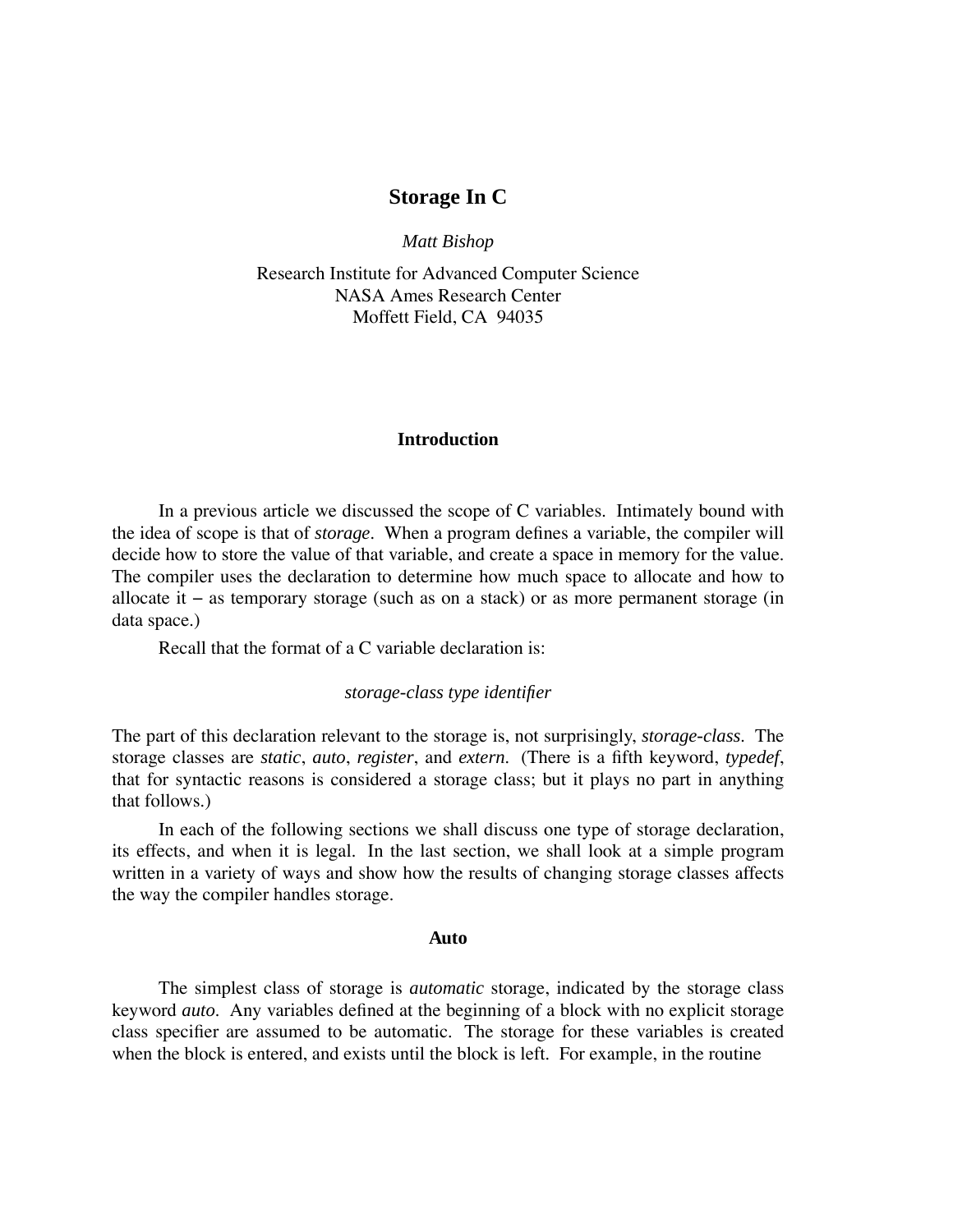# Storage In C

*Matt Bishop*

Research Institute for Advanced Computer Science
NASA Ames Research Center
Moffett Field, CA 94035

## Introduction

In a previous article we discussed the scope of C variables. Intimately bound with the idea of scope is that of *storage*. When a program defines a variable, the compiler will decide how to store the value of that variable, and create a space in memory for the value. The compiler uses the declaration to determine how much space to allocate and how to allocate it − as temporary storage (such as on a stack) or as more permanent storage (in data space.)

Recall that the format of a C variable declaration is:

*storage-class type identifier*

The part of this declaration relevant to the storage is, not surprisingly, *storage-class*. The storage classes are *static*, *auto*, *register*, and *extern*. (There is a fifth keyword, *typedef*, that for syntactic reasons is considered a storage class; but it plays no part in anything that follows.)

In each of the following sections we shall discuss one type of storage declaration, its effects, and when it is legal. In the last section, we shall look at a simple program written in a variety of ways and show how the results of changing storage classes affects the way the compiler handles storage.

## Auto

The simplest class of storage is *automatic* storage, indicated by the storage class keyword *auto*. Any variables defined at the beginning of a block with no explicit storage class specifier are assumed to be automatic. The storage for these variables is created when the block is entered, and exists until the block is left. For example, in the routine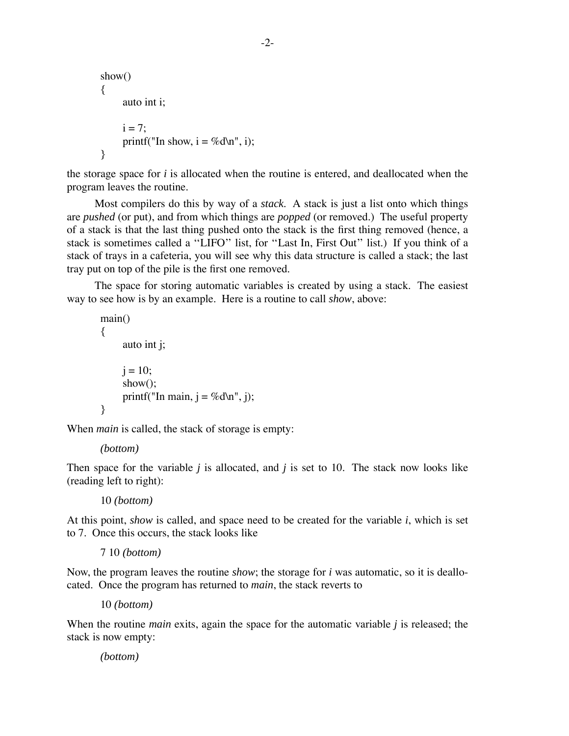```
show()
{
      auto int i;

      i = 7;
      printf("In show, i = %d\n", i);
}
```

the storage space for *i* is allocated when the routine is entered, and deallocated when the program leaves the routine.

Most compilers do this by way of a *stack*. A stack is just a list onto which things are *pushed* (or put), and from which things are *popped* (or removed.) The useful property of a stack is that the last thing pushed onto the stack is the first thing removed (hence, a stack is sometimes called a ''LIFO'' list, for ''Last In, First Out'' list.) If you think of a stack of trays in a cafeteria, you will see why this data structure is called a stack; the last tray put on top of the pile is the first one removed.

The space for storing automatic variables is created by using a stack. The easiest way to see how is by an example. Here is a routine to call *show*, above:

```
main()
{
      auto int j;

      j = 10;
      show();
      printf("In main, j = %d\n", j);
}
```

When *main* is called, the stack of storage is empty:

> *(bottom)*

Then space for the variable *j* is allocated, and *j* is set to 10. The stack now looks like (reading left to right):

> 10 *(bottom)*

At this point, *show* is called, and space need to be created for the variable *i*, which is set to 7. Once this occurs, the stack looks like

> 7 10 *(bottom)*

Now, the program leaves the routine *show*; the storage for *i* was automatic, so it is deallocated. Once the program has returned to *main*, the stack reverts to

> 10 *(bottom)*

When the routine *main* exits, again the space for the automatic variable *j* is released; the stack is now empty:

> *(bottom)*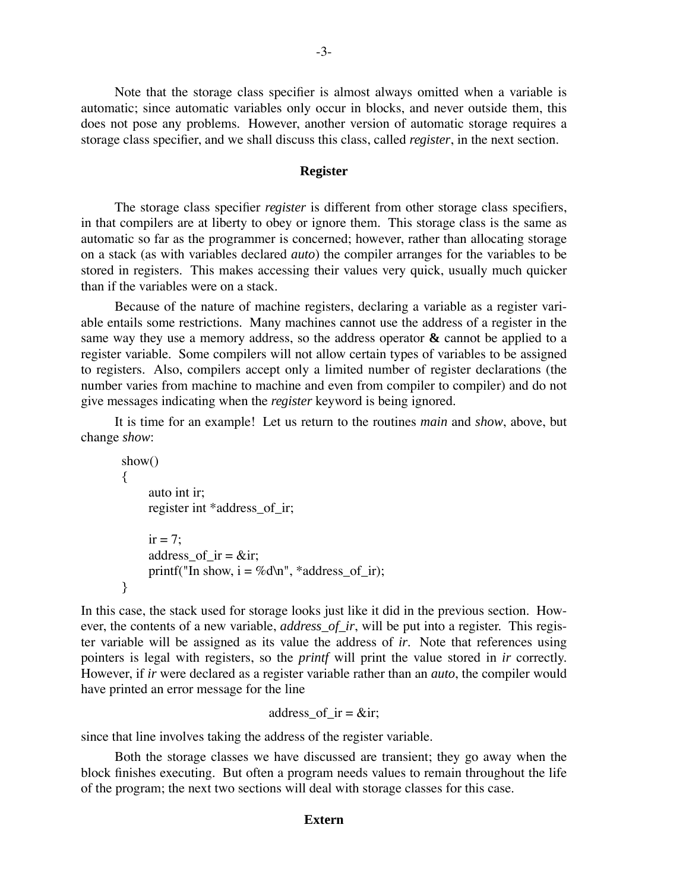Note that the storage class specifier is almost always omitted when a variable is automatic; since automatic variables only occur in blocks, and never outside them, this does not pose any problems. However, another version of automatic storage requires a storage class specifier, and we shall discuss this class, called *register*, in the next section.

## Register

The storage class specifier *register* is different from other storage class specifiers, in that compilers are at liberty to obey or ignore them. This storage class is the same as automatic so far as the programmer is concerned; however, rather than allocating storage on a stack (as with variables declared *auto*) the compiler arranges for the variables to be stored in registers. This makes accessing their values very quick, usually much quicker than if the variables were on a stack.

Because of the nature of machine registers, declaring a variable as a register variable entails some restrictions. Many machines cannot use the address of a register in the same way they use a memory address, so the address operator **&** cannot be applied to a register variable. Some compilers will not allow certain types of variables to be assigned to registers. Also, compilers accept only a limited number of register declarations (the number varies from machine to machine and even from compiler to compiler) and do not give messages indicating when the *register* keyword is being ignored.

It is time for an example! Let us return to the routines *main* and *show*, above, but change *show*:

```
show()
{
	auto int ir;
	register int *address_of_ir;

	ir = 7;
	address_of_ir = &ir;
	printf("In show, i = %d\n", *address_of_ir);
}
```

In this case, the stack used for storage looks just like it did in the previous section. However, the contents of a new variable, *address_of_ir*, will be put into a register. This register variable will be assigned as its value the address of *ir*. Note that references using pointers is legal with registers, so the *printf* will print the value stored in *ir* correctly. However, if *ir* were declared as a register variable rather than an *auto*, the compiler would have printed an error message for the line

```
address_of_ir = &ir;
```

since that line involves taking the address of the register variable.

Both the storage classes we have discussed are transient; they go away when the block finishes executing. But often a program needs values to remain throughout the life of the program; the next two sections will deal with storage classes for this case.

## Extern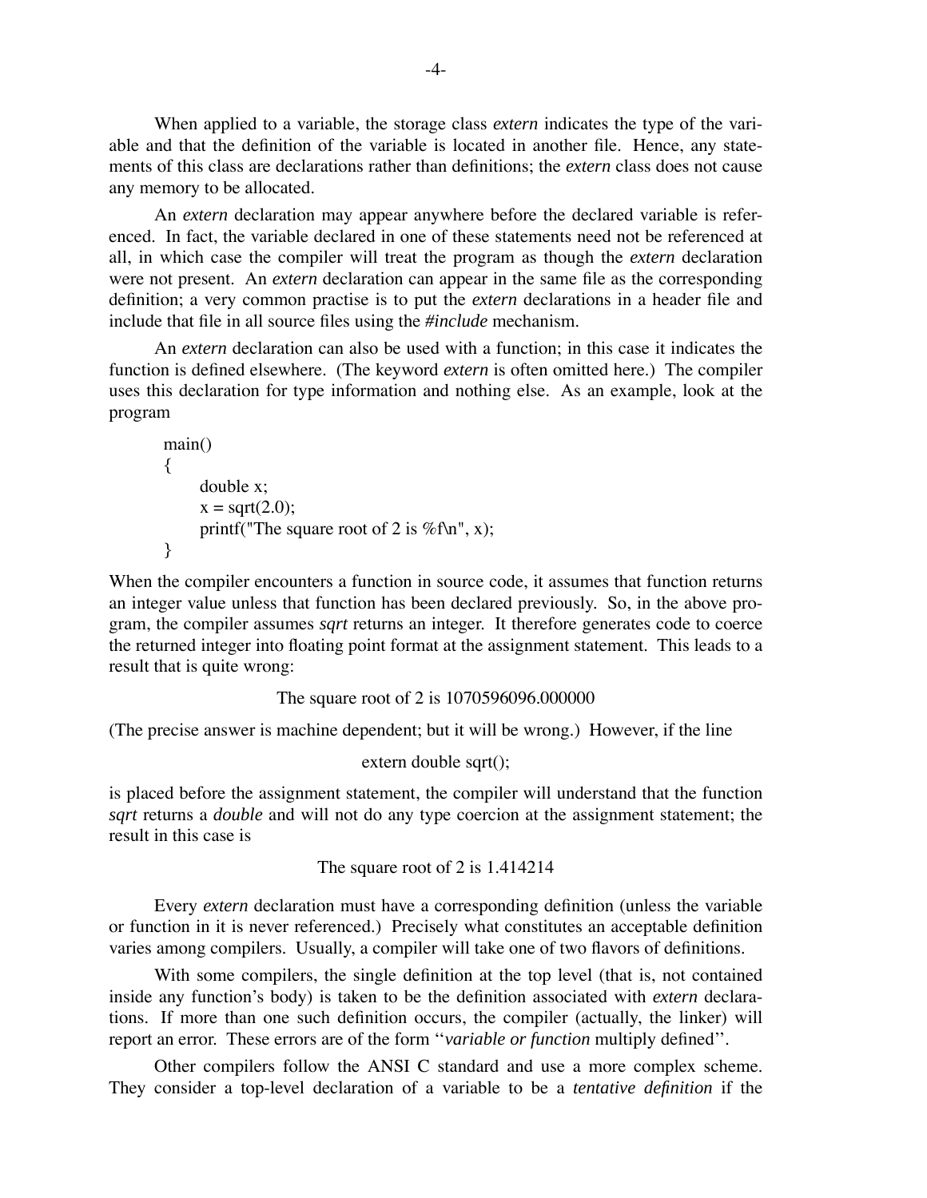When applied to a variable, the storage class *extern* indicates the type of the variable and that the definition of the variable is located in another file. Hence, any statements of this class are declarations rather than definitions; the *extern* class does not cause any memory to be allocated.

An *extern* declaration may appear anywhere before the declared variable is referenced. In fact, the variable declared in one of these statements need not be referenced at all, in which case the compiler will treat the program as though the *extern* declaration were not present. An *extern* declaration can appear in the same file as the corresponding definition; a very common practise is to put the *extern* declarations in a header file and include that file in all source files using the *#include* mechanism.

An *extern* declaration can also be used with a function; in this case it indicates the function is defined elsewhere. (The keyword *extern* is often omitted here.) The compiler uses this declaration for type information and nothing else. As an example, look at the program

```
main()
{
      double x;
      x = sqrt(2.0);
      printf("The square root of 2 is %f\n", x);
}
```

When the compiler encounters a function in source code, it assumes that function returns an integer value unless that function has been declared previously. So, in the above program, the compiler assumes *sqrt* returns an integer. It therefore generates code to coerce the returned integer into floating point format at the assignment statement. This leads to a result that is quite wrong:

```
The square root of 2 is 1070596096.000000
```

(The precise answer is machine dependent; but it will be wrong.) However, if the line

```
extern double sqrt();
```

is placed before the assignment statement, the compiler will understand that the function *sqrt* returns a *double* and will not do any type coercion at the assignment statement; the result in this case is

```
The square root of 2 is 1.414214
```

Every *extern* declaration must have a corresponding definition (unless the variable or function in it is never referenced.) Precisely what constitutes an acceptable definition varies among compilers. Usually, a compiler will take one of two flavors of definitions.

With some compilers, the single definition at the top level (that is, not contained inside any function's body) is taken to be the definition associated with *extern* declarations. If more than one such definition occurs, the compiler (actually, the linker) will report an error. These errors are of the form ''*variable or function* multiply defined''.

Other compilers follow the ANSI C standard and use a more complex scheme. They consider a top-level declaration of a variable to be a *tentative definition* if the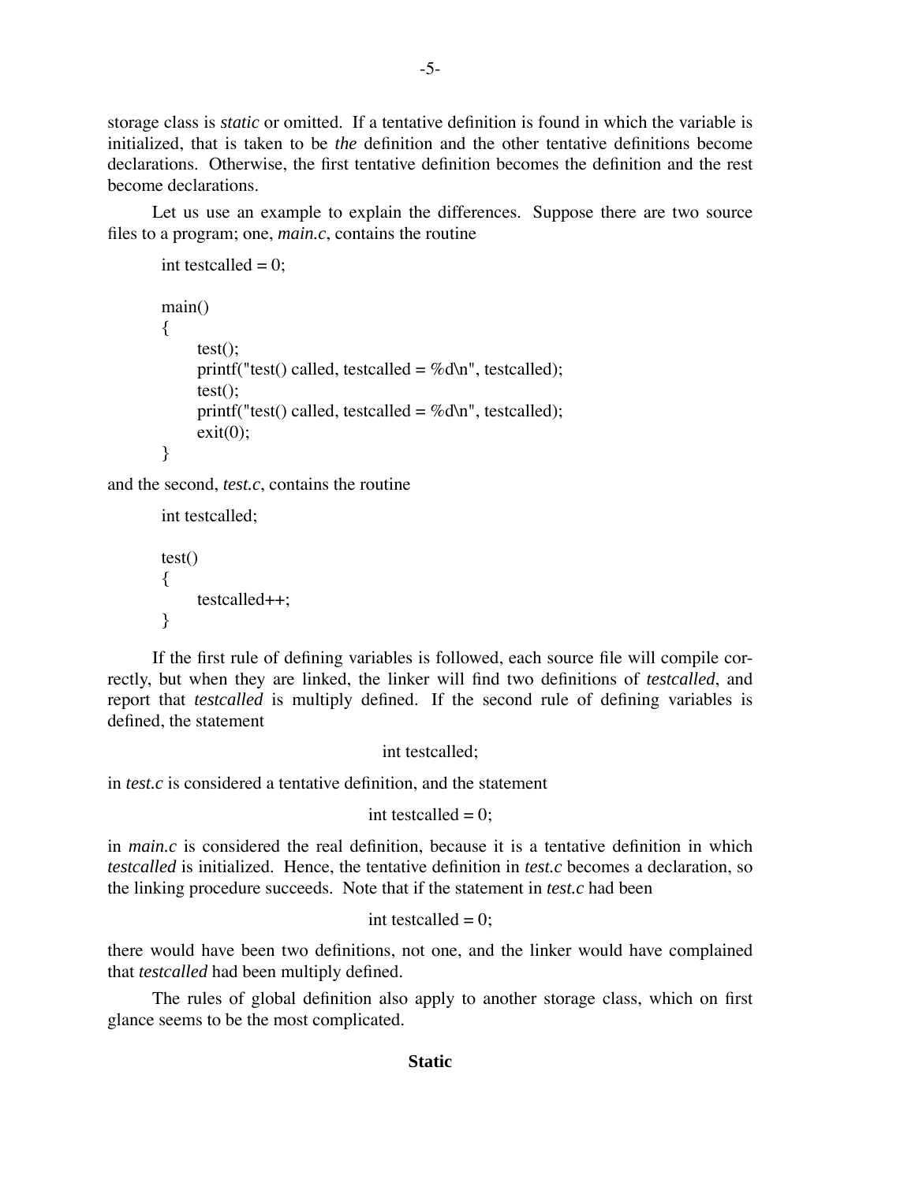storage class is *static* or omitted. If a tentative definition is found in which the variable is initialized, that is taken to be *the* definition and the other tentative definitions become declarations. Otherwise, the first tentative definition becomes the definition and the rest become declarations.

Let us use an example to explain the differences. Suppose there are two source files to a program; one, *main.c*, contains the routine

```
int testcalled = 0;

main()
{
      test();
      printf("test() called, testcalled = %d\n", testcalled);
      test();
      printf("test() called, testcalled = %d\n", testcalled);
      exit(0);
}
```

and the second, *test.c*, contains the routine

```
int testcalled;

test()
{
      testcalled++;
}
```

If the first rule of defining variables is followed, each source file will compile correctly, but when they are linked, the linker will find two definitions of *testcalled*, and report that *testcalled* is multiply defined. If the second rule of defining variables is defined, the statement

```
int testcalled;
```

in *test.c* is considered a tentative definition, and the statement

```
int testcalled = 0;
```

in *main.c* is considered the real definition, because it is a tentative definition in which *testcalled* is initialized. Hence, the tentative definition in *test.c* becomes a declaration, so the linking procedure succeeds. Note that if the statement in *test.c* had been

```
int testcalled = 0;
```

there would have been two definitions, not one, and the linker would have complained that *testcalled* had been multiply defined.

The rules of global definition also apply to another storage class, which on first glance seems to be the most complicated.

## Static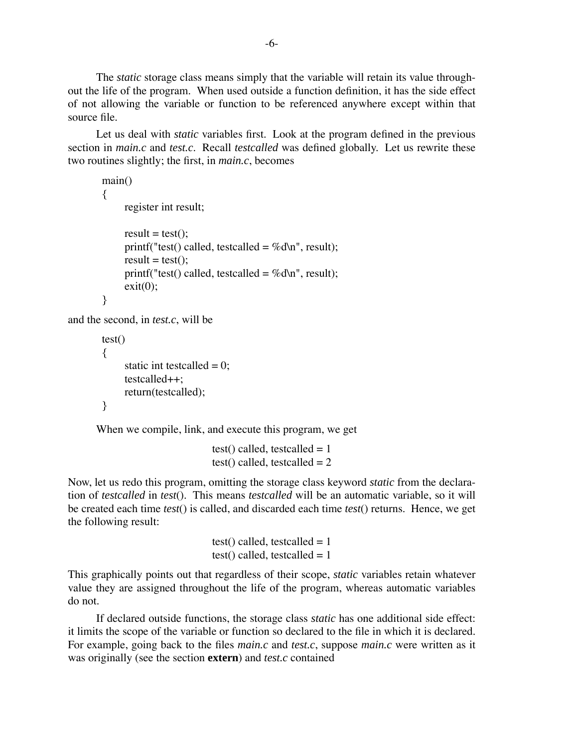The *static* storage class means simply that the variable will retain its value throughout the life of the program. When used outside a function definition, it has the side effect of not allowing the variable or function to be referenced anywhere except within that source file.

Let us deal with *static* variables first. Look at the program defined in the previous section in *main.c* and *test.c*. Recall *testcalled* was defined globally. Let us rewrite these two routines slightly; the first, in *main.c*, becomes

```
main()
{
        register int result;

        result = test();
        printf("test() called, testcalled = %d\n", result);
        result = test();
        printf("test() called, testcalled = %d\n", result);
        exit(0);
}
```

and the second, in *test.c*, will be

```
test()
{
        static int testcalled = 0;
        testcalled++;
        return(testcalled);
}
```

When we compile, link, and execute this program, we get

```
test() called, testcalled = 1
test() called, testcalled = 2
```

Now, let us redo this program, omitting the storage class keyword *static* from the declaration of *testcalled* in *test*(). This means *testcalled* will be an automatic variable, so it will be created each time *test*() is called, and discarded each time *test*() returns. Hence, we get the following result:

```
test() called, testcalled = 1
test() called, testcalled = 1
```

This graphically points out that regardless of their scope, *static* variables retain whatever value they are assigned throughout the life of the program, whereas automatic variables do not.

If declared outside functions, the storage class *static* has one additional side effect: it limits the scope of the variable or function so declared to the file in which it is declared. For example, going back to the files *main.c* and *test.c*, suppose *main.c* were written as it was originally (see the section **extern**) and *test.c* contained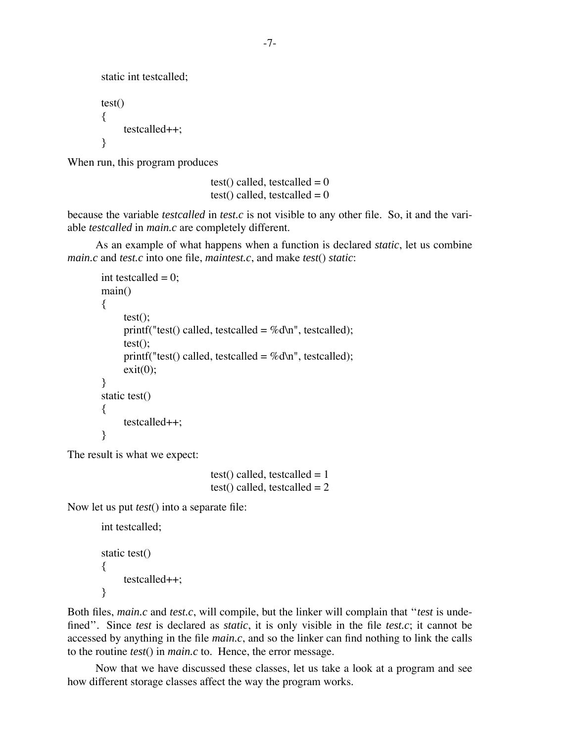```
static int testcalled;

test()
{
      testcalled++;
}
```

When run, this program produces

```
test() called, testcalled = 0
test() called, testcalled = 0
```

because the variable *testcalled* in *test.c* is not visible to any other file. So, it and the variable *testcalled* in *main.c* are completely different.

As an example of what happens when a function is declared *static*, let us combine *main.c* and *test.c* into one file, *maintest.c*, and make *test*() *static*:

```
int testcalled = 0;
main()
{
      test();
      printf("test() called, testcalled = %d\n", testcalled);
      test();
      printf("test() called, testcalled = %d\n", testcalled);
      exit(0);
}
static test()
{
      testcalled++;
}
```

The result is what we expect:

```
test() called, testcalled = 1
test() called, testcalled = 2
```

Now let us put *test*() into a separate file:

```
int testcalled;

static test()
{
      testcalled++;
}
```

Both files, *main.c* and *test.c*, will compile, but the linker will complain that ''*test* is undefined''. Since *test* is declared as *static*, it is only visible in the file *test.c*; it cannot be accessed by anything in the file *main.c*, and so the linker can find nothing to link the calls to the routine *test*() in *main.c* to. Hence, the error message.

Now that we have discussed these classes, let us take a look at a program and see how different storage classes affect the way the program works.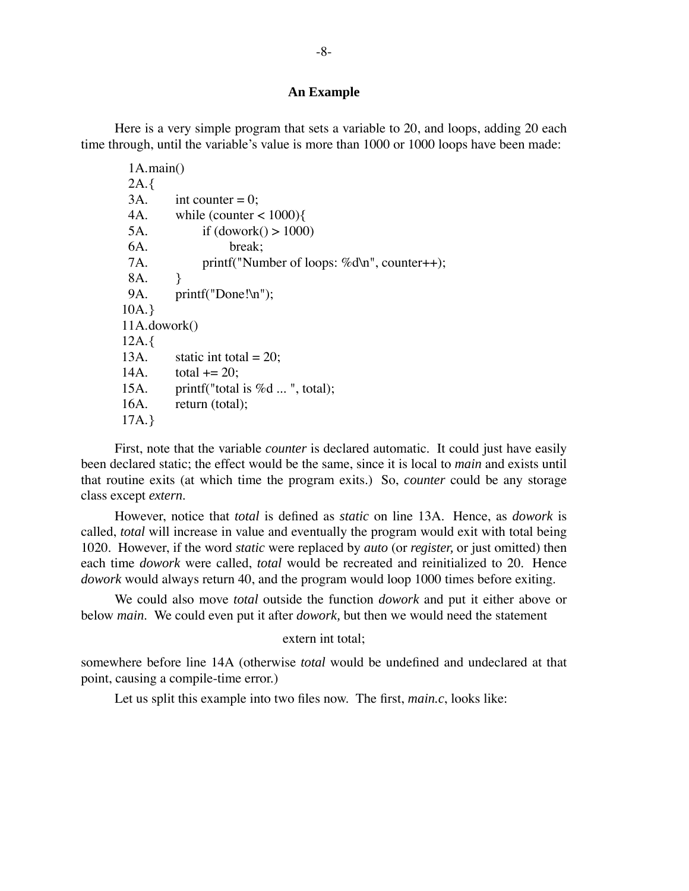## An Example

Here is a very simple program that sets a variable to 20, and loops, adding 20 each time through, until the variable's value is more than 1000 or 1000 loops have been made:

```
 1A.main()
 2A.{
 3A.     int counter = 0;
 4A.     while (counter < 1000){
 5A.          if (dowork() > 1000)
 6A.               break;
 7A.          printf("Number of loops: %d\n", counter++);
 8A.     }
 9A.     printf("Done!\n");
10A.}
11A.dowork()
12A.{
13A.     static int total = 20;
14A.     total += 20;
15A.     printf("total is %d ... ", total);
16A.     return (total);
17A.}
```

First, note that the variable *counter* is declared automatic. It could just have easily been declared static; the effect would be the same, since it is local to *main* and exists until that routine exits (at which time the program exits.) So, *counter* could be any storage class except *extern*.

However, notice that *total* is defined as *static* on line 13A. Hence, as *dowork* is called, *total* will increase in value and eventually the program would exit with total being 1020. However, if the word *static* were replaced by *auto* (or *register,* or just omitted) then each time *dowork* were called, *total* would be recreated and reinitialized to 20. Hence *dowork* would always return 40, and the program would loop 1000 times before exiting.

We could also move *total* outside the function *dowork* and put it either above or below *main*. We could even put it after *dowork,* but then we would need the statement

```
extern int total;
```

somewhere before line 14A (otherwise *total* would be undefined and undeclared at that point, causing a compile-time error.)

Let us split this example into two files now. The first, *main.c*, looks like: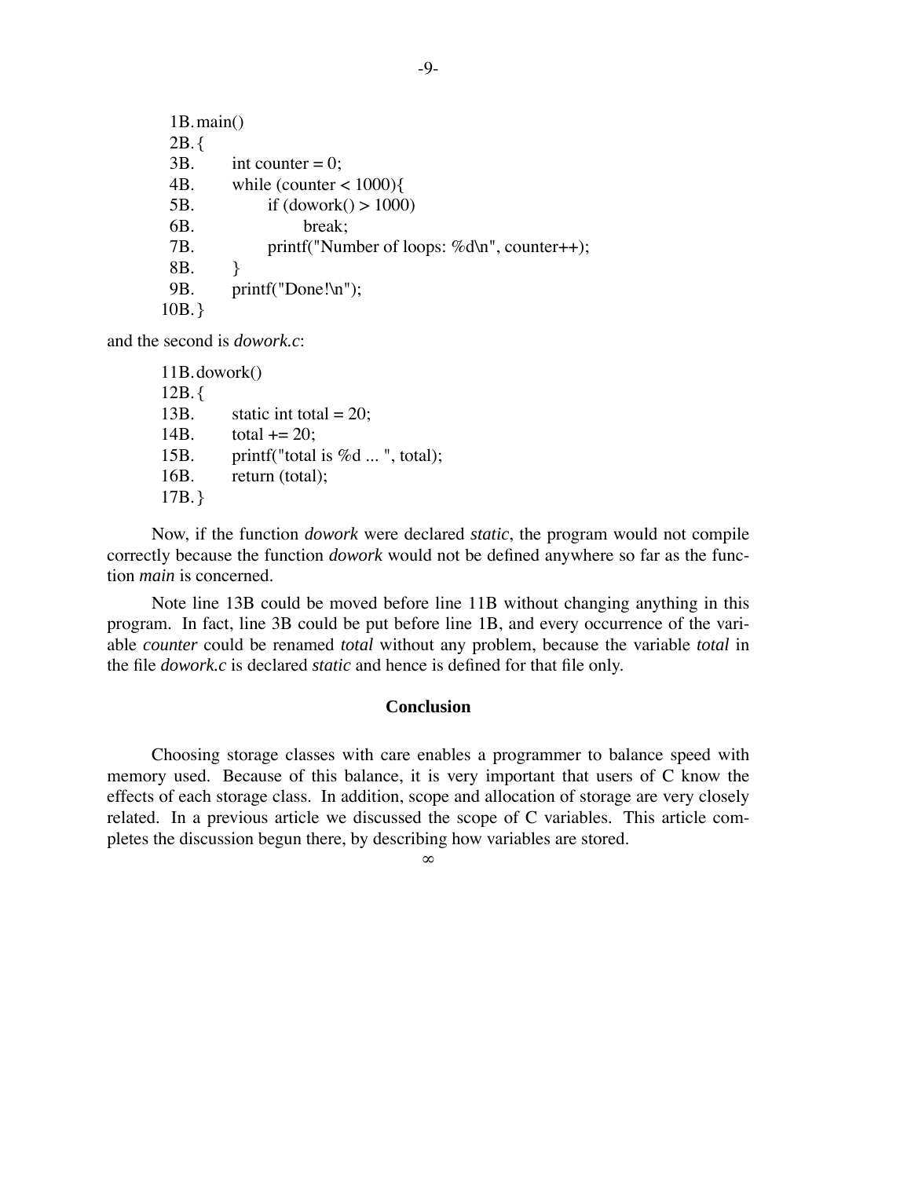```
 1B. main()
 2B. {
 3B.         int counter = 0;
 4B.         while (counter < 1000){
 5B.                 if (dowork() > 1000)
 6B.                         break;
 7B.                 printf("Number of loops: %d\n", counter++);
 8B.         }
 9B.         printf("Done!\n");
10B. }
```

and the second is *dowork.c*:

```
11B. dowork()
12B. {
13B.         static int total = 20;
14B.         total += 20;
15B.         printf("total is %d ... ", total);
16B.         return (total);
17B. }
```

Now, if the function *dowork* were declared *static*, the program would not compile correctly because the function *dowork* would not be defined anywhere so far as the function *main* is concerned.

Note line 13B could be moved before line 11B without changing anything in this program. In fact, line 3B could be put before line 1B, and every occurrence of the variable *counter* could be renamed *total* without any problem, because the variable *total* in the file *dowork.c* is declared *static* and hence is defined for that file only.

## Conclusion

Choosing storage classes with care enables a programmer to balance speed with memory used. Because of this balance, it is very important that users of C know the effects of each storage class. In addition, scope and allocation of storage are very closely related. In a previous article we discussed the scope of C variables. This article completes the discussion begun there, by describing how variables are stored.

∞